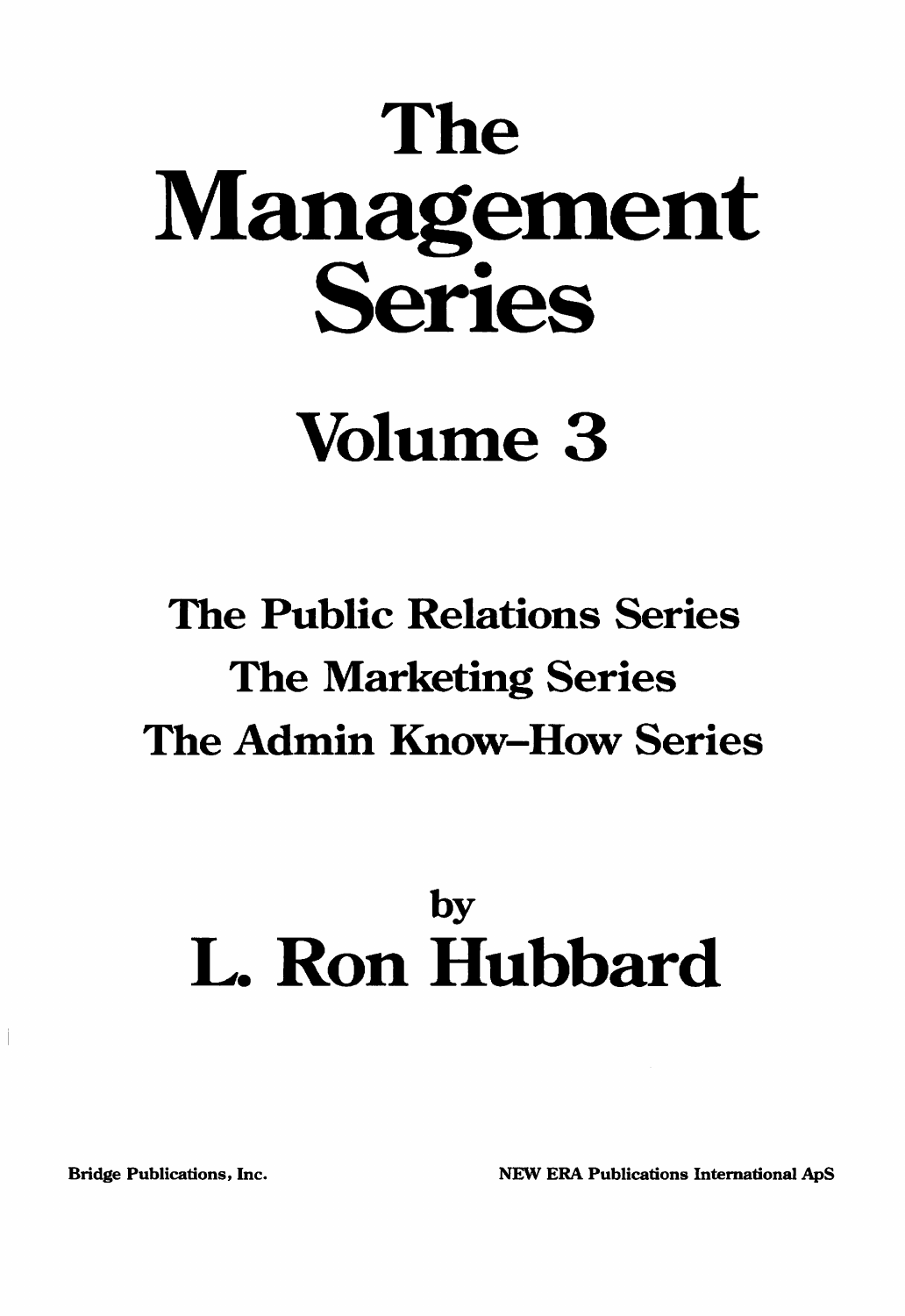# The Management Series

## Volume 3

### The Public Relations Series
### The Marketing Series
### The Admin Know–How Series

by

## L. Ron Hubbard

Bridge Publications, Inc.

NEW ERA Publications International ApS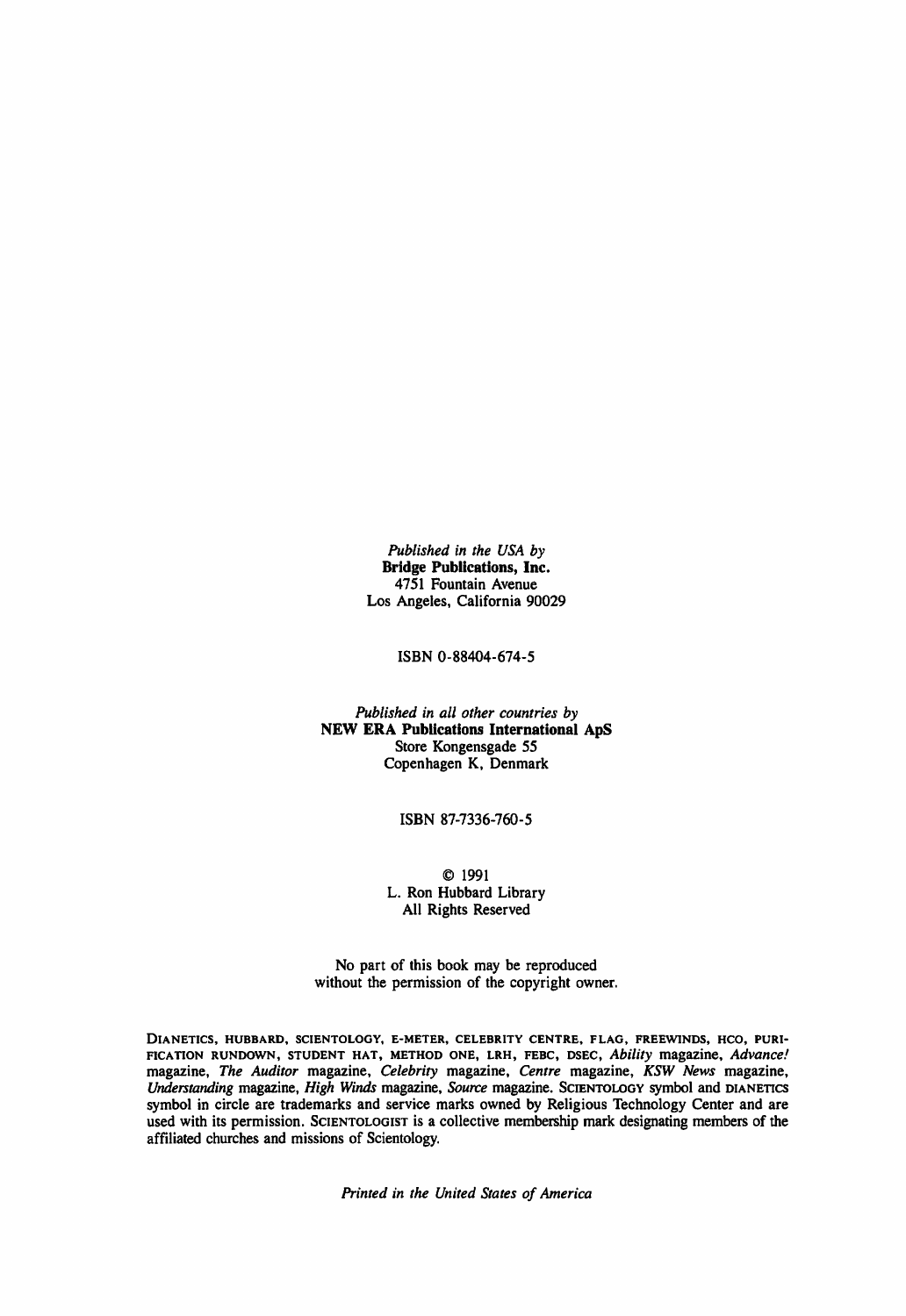*Published in the USA by*
**Bridge Publications, Inc.**
4751 Fountain Avenue
Los Angeles, California 90029

ISBN 0-88404-674-5

*Published in all other countries by*
**NEW ERA Publications International ApS**
Store Kongensgade 55
Copenhagen K, Denmark

ISBN 87-7336-760-5

© 1991
L. Ron Hubbard Library
All Rights Reserved

No part of this book may be reproduced
without the permission of the copyright owner.

DIANETICS, HUBBARD, SCIENTOLOGY, E-METER, CELEBRITY CENTRE, FLAG, FREEWINDS, HCO, PURIFICATION RUNDOWN, STUDENT HAT, METHOD ONE, LRH, FEBC, DSEC, *Ability* magazine, *Advance!* magazine, *The Auditor* magazine, *Celebrity* magazine, *Centre* magazine, *KSW News* magazine, *Understanding* magazine, *High Winds* magazine, *Source* magazine. SCIENTOLOGY symbol and DIANETICS symbol in circle are trademarks and service marks owned by Religious Technology Center and are used with its permission. SCIENTOLOGIST is a collective membership mark designating members of the affiliated churches and missions of Scientology.

*Printed in the United States of America*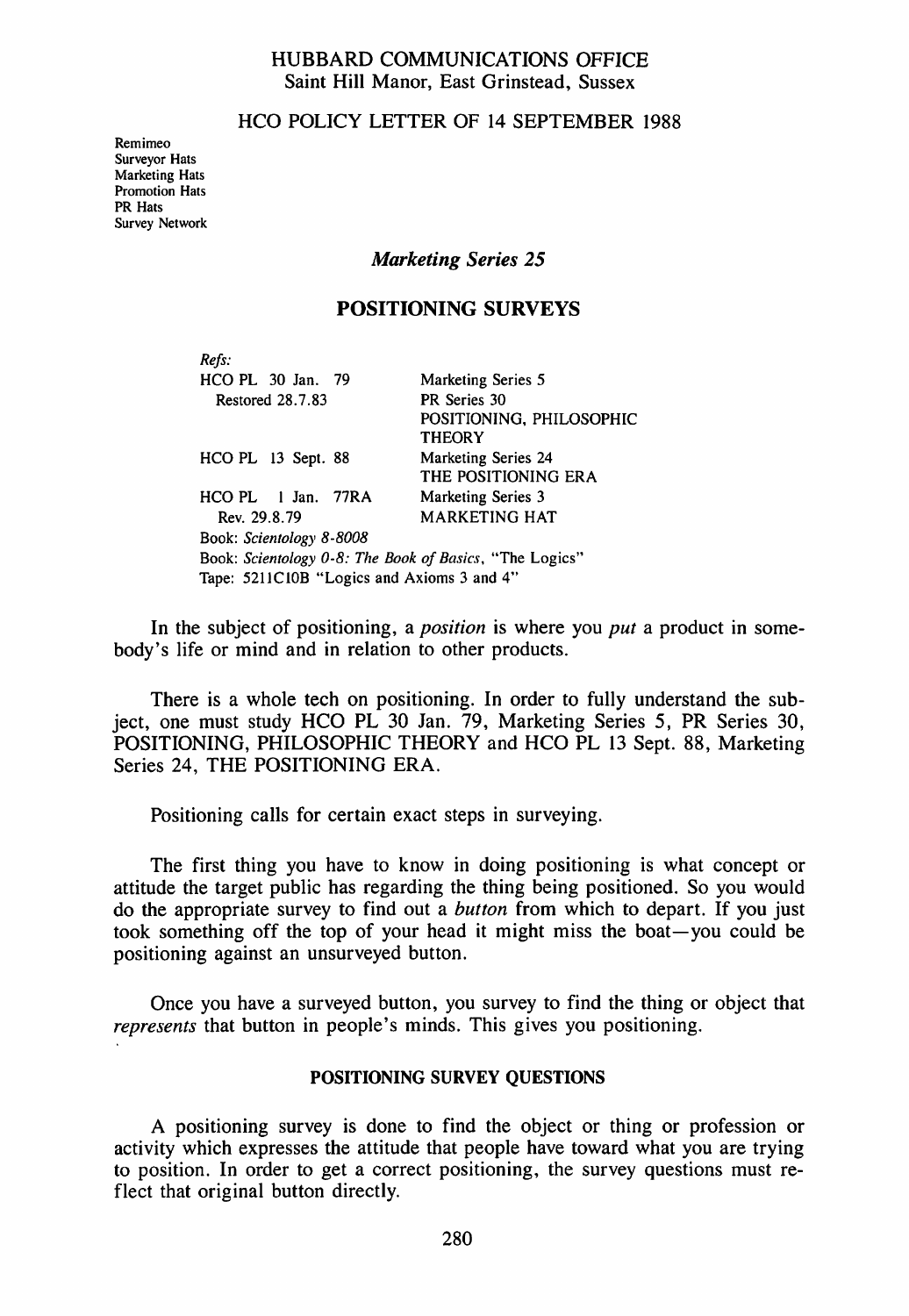HUBBARD COMMUNICATIONS OFFICE
Saint Hill Manor, East Grinstead, Sussex

HCO POLICY LETTER OF 14 SEPTEMBER 1988

Remimeo
Surveyor Hats
Marketing Hats
Promotion Hats
PR Hats
Survey Network

*Marketing Series 25*

# POSITIONING SURVEYS

*Refs:*

| | |
|---|---|
| HCO PL 30 Jan. 79 Restored 28.7.83 | Marketing Series 5 PR Series 30 POSITIONING, PHILOSOPHIC THEORY |
| HCO PL 13 Sept. 88 | Marketing Series 24 THE POSITIONING ERA |
| HCO PL 1 Jan. 77RA Rev. 29.8.79 | Marketing Series 3 MARKETING HAT |

Book: *Scientology 8-8008*
Book: *Scientology 0-8: The Book of Basics*, "The Logics"
Tape: 5211C10B "Logics and Axioms 3 and 4"

In the subject of positioning, a *position* is where you *put* a product in somebody's life or mind and in relation to other products.

There is a whole tech on positioning. In order to fully understand the subject, one must study HCO PL 30 Jan. 79, Marketing Series 5, PR Series 30, POSITIONING, PHILOSOPHIC THEORY and HCO PL 13 Sept. 88, Marketing Series 24, THE POSITIONING ERA.

Positioning calls for certain exact steps in surveying.

The first thing you have to know in doing positioning is what concept or attitude the target public has regarding the thing being positioned. So you would do the appropriate survey to find out a *button* from which to depart. If you just took something off the top of your head it might miss the boat—you could be positioning against an unsurveyed button.

Once you have a surveyed button, you survey to find the thing or object that *represents* that button in people's minds. This gives you positioning.

## POSITIONING SURVEY QUESTIONS

A positioning survey is done to find the object or thing or profession or activity which expresses the attitude that people have toward what you are trying to position. In order to get a correct positioning, the survey questions must reflect that original button directly.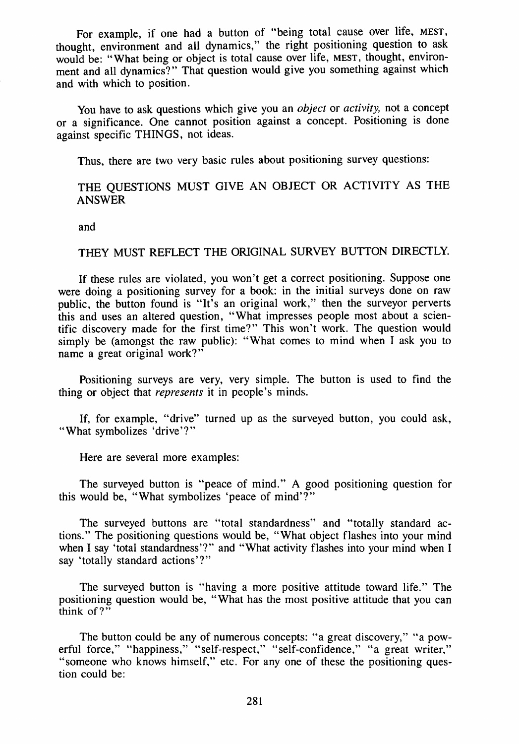For example, if one had a button of "being total cause over life, MEST, thought, environment and all dynamics," the right positioning question to ask would be: "What being or object is total cause over life, MEST, thought, environment and all dynamics?" That question would give you something against which and with which to position.

You have to ask questions which give you an *object* or *activity,* not a concept or a significance. One cannot position against a concept. Positioning is done against specific THINGS, not ideas.

Thus, there are two very basic rules about positioning survey questions:

THE QUESTIONS MUST GIVE AN OBJECT OR ACTIVITY AS THE ANSWER

and

THEY MUST REFLECT THE ORIGINAL SURVEY BUTTON DIRECTLY.

If these rules are violated, you won't get a correct positioning. Suppose one were doing a positioning survey for a book: in the initial surveys done on raw public, the button found is "It's an original work," then the surveyor perverts this and uses an altered question, "What impresses people most about a scientific discovery made for the first time?" This won't work. The question would simply be (amongst the raw public): "What comes to mind when I ask you to name a great original work?"

Positioning surveys are very, very simple. The button is used to find the thing or object that *represents* it in people's minds.

If, for example, "drive" turned up as the surveyed button, you could ask, "What symbolizes 'drive'?"

Here are several more examples:

The surveyed button is "peace of mind." A good positioning question for this would be, "What symbolizes 'peace of mind'?"

The surveyed buttons are "total standardness" and "totally standard actions." The positioning questions would be, "What object flashes into your mind when I say 'total standardness'?" and "What activity flashes into your mind when I say 'totally standard actions'?"

The surveyed button is "having a more positive attitude toward life." The positioning question would be, "What has the most positive attitude that you can think of?"

The button could be any of numerous concepts: "a great discovery," "a powerful force," "happiness," "self-respect," "self-confidence," "a great writer," "someone who knows himself," etc. For any one of these the positioning question could be: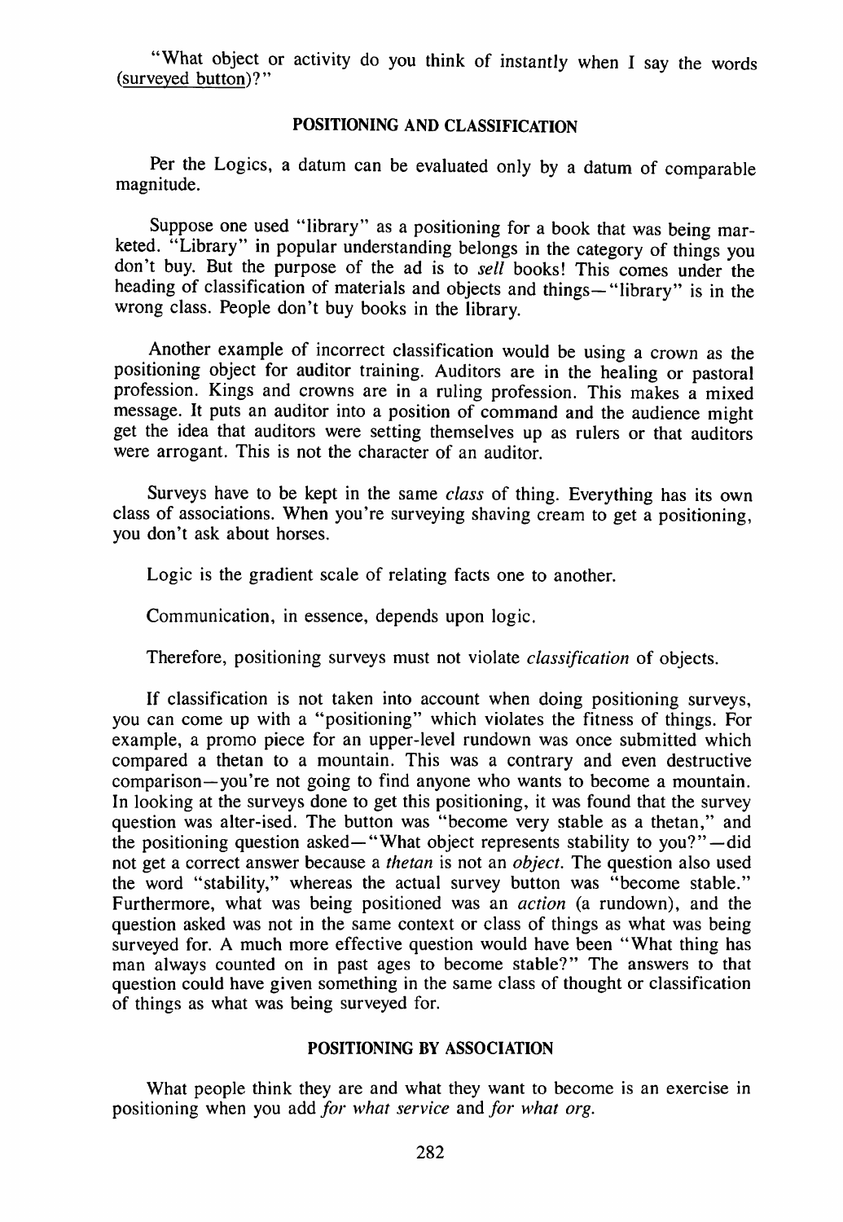"What object or activity do you think of instantly when I say the words (surveyed button)?"

## POSITIONING AND CLASSIFICATION

Per the Logics, a datum can be evaluated only by a datum of comparable magnitude.

Suppose one used "library" as a positioning for a book that was being marketed. "Library" in popular understanding belongs in the category of things you don't buy. But the purpose of the ad is to *sell* books! This comes under the heading of classification of materials and objects and things—"library" is in the wrong class. People don't buy books in the library.

Another example of incorrect classification would be using a crown as the positioning object for auditor training. Auditors are in the healing or pastoral profession. Kings and crowns are in a ruling profession. This makes a mixed message. It puts an auditor into a position of command and the audience might get the idea that auditors were setting themselves up as rulers or that auditors were arrogant. This is not the character of an auditor.

Surveys have to be kept in the same *class* of thing. Everything has its own class of associations. When you're surveying shaving cream to get a positioning, you don't ask about horses.

Logic is the gradient scale of relating facts one to another.

Communication, in essence, depends upon logic.

Therefore, positioning surveys must not violate *classification* of objects.

If classification is not taken into account when doing positioning surveys, you can come up with a "positioning" which violates the fitness of things. For example, a promo piece for an upper-level rundown was once submitted which compared a thetan to a mountain. This was a contrary and even destructive comparison—you're not going to find anyone who wants to become a mountain. In looking at the surveys done to get this positioning, it was found that the survey question was alter-ised. The button was "become very stable as a thetan," and the positioning question asked—"What object represents stability to you?"—did not get a correct answer because a *thetan* is not an *object*. The question also used the word "stability," whereas the actual survey button was "become stable." Furthermore, what was being positioned was an *action* (a rundown), and the question asked was not in the same context or class of things as what was being surveyed for. A much more effective question would have been "What thing has man always counted on in past ages to become stable?" The answers to that question could have given something in the same class of thought or classification of things as what was being surveyed for.

## POSITIONING BY ASSOCIATION

What people think they are and what they want to become is an exercise in positioning when you add *for what service* and *for what org.*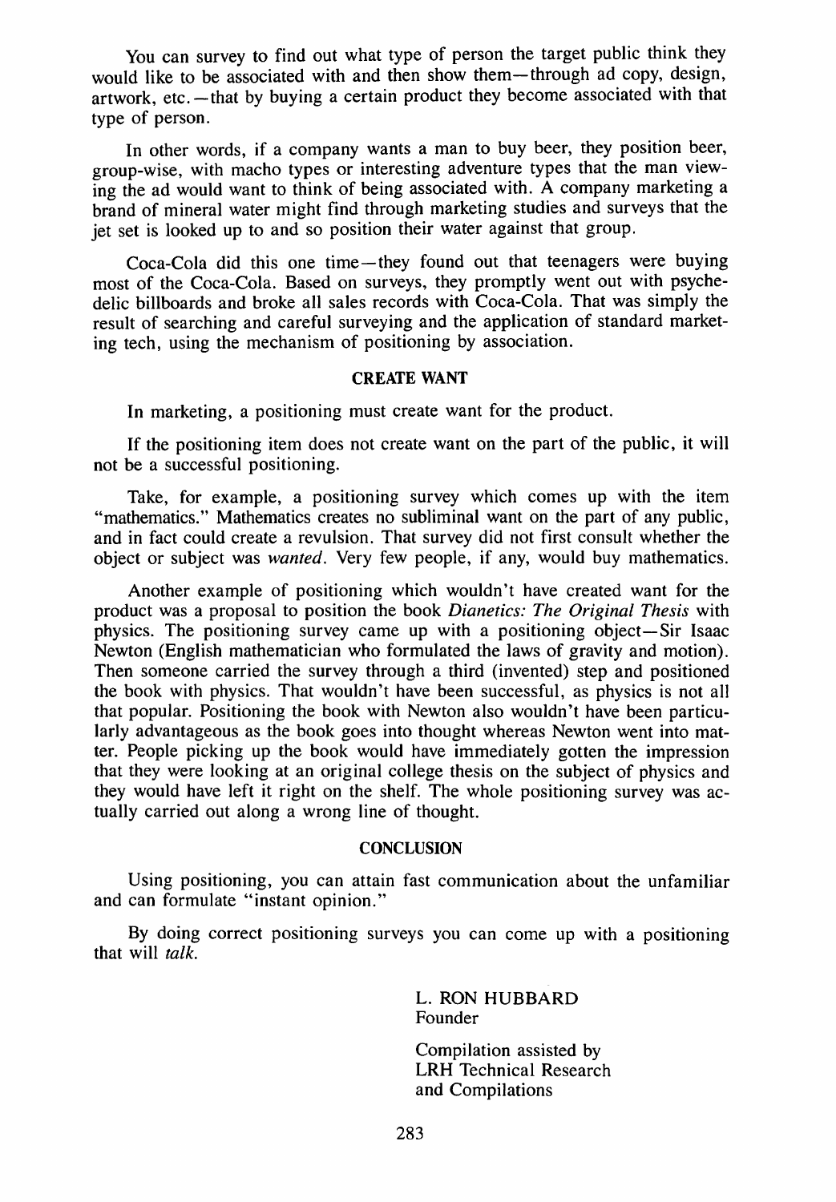You can survey to find out what type of person the target public think they would like to be associated with and then show them—through ad copy, design, artwork, etc.—that by buying a certain product they become associated with that type of person.

In other words, if a company wants a man to buy beer, they position beer, group-wise, with macho types or interesting adventure types that the man viewing the ad would want to think of being associated with. A company marketing a brand of mineral water might find through marketing studies and surveys that the jet set is looked up to and so position their water against that group.

Coca-Cola did this one time—they found out that teenagers were buying most of the Coca-Cola. Based on surveys, they promptly went out with psychedelic billboards and broke all sales records with Coca-Cola. That was simply the result of searching and careful surveying and the application of standard marketing tech, using the mechanism of positioning by association.

## CREATE WANT

In marketing, a positioning must create want for the product.

If the positioning item does not create want on the part of the public, it will not be a successful positioning.

Take, for example, a positioning survey which comes up with the item "mathematics." Mathematics creates no subliminal want on the part of any public, and in fact could create a revulsion. That survey did not first consult whether the object or subject was *wanted*. Very few people, if any, would buy mathematics.

Another example of positioning which wouldn't have created want for the product was a proposal to position the book *Dianetics: The Original Thesis* with physics. The positioning survey came up with a positioning object—Sir Isaac Newton (English mathematician who formulated the laws of gravity and motion). Then someone carried the survey through a third (invented) step and positioned the book with physics. That wouldn't have been successful, as physics is not all that popular. Positioning the book with Newton also wouldn't have been particularly advantageous as the book goes into thought whereas Newton went into matter. People picking up the book would have immediately gotten the impression that they were looking at an original college thesis on the subject of physics and they would have left it right on the shelf. The whole positioning survey was actually carried out along a wrong line of thought.

## CONCLUSION

Using positioning, you can attain fast communication about the unfamiliar and can formulate "instant opinion."

By doing correct positioning surveys you can come up with a positioning that will *talk*.

L. RON HUBBARD
Founder

Compilation assisted by
LRH Technical Research
and Compilations